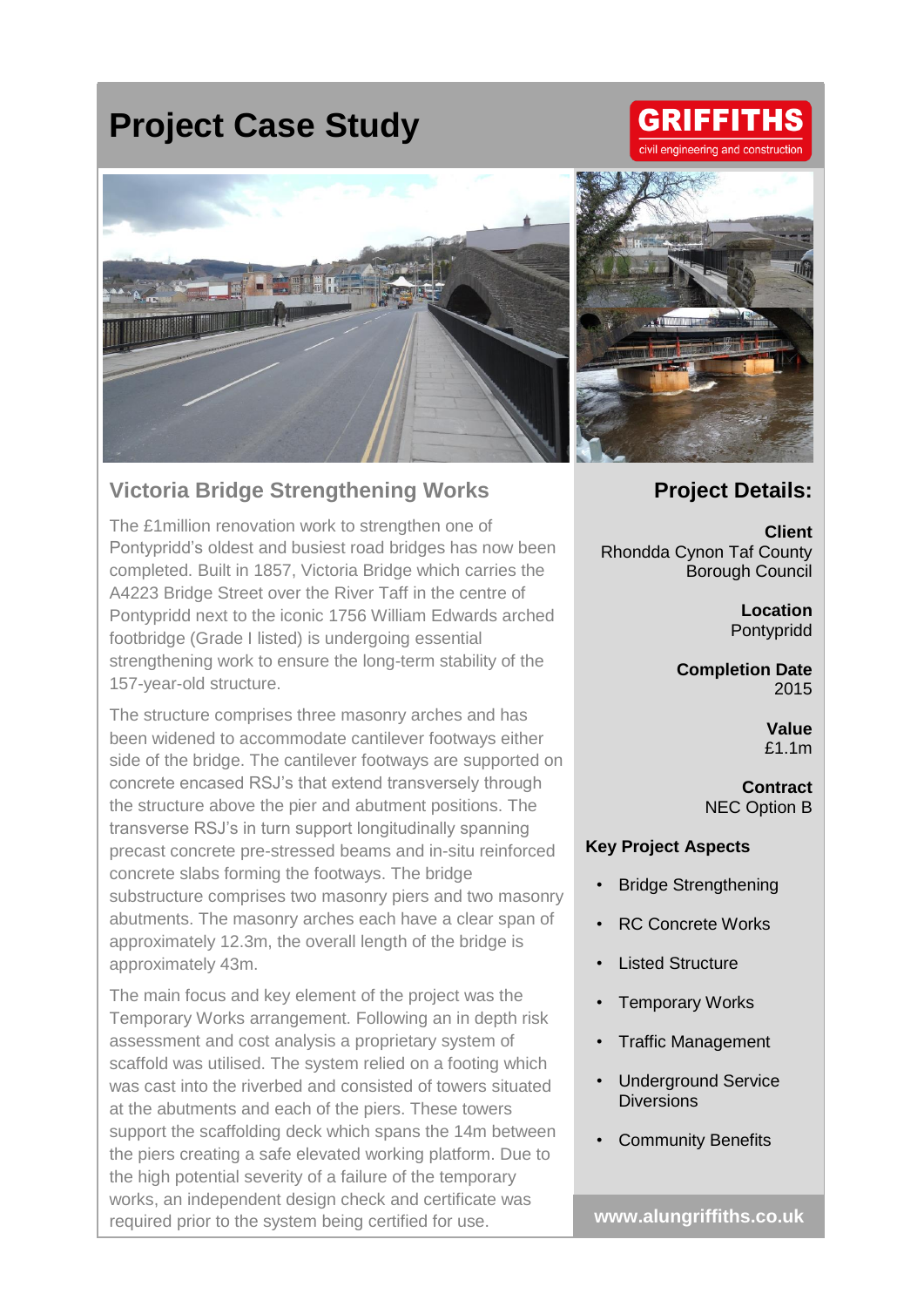# Project Case Study

GRIFFITHS
civil engineering and construction

## Victoria Bridge Strengthening Works

The £1million renovation work to strengthen one of Pontypridd's oldest and busiest road bridges has now been completed. Built in 1857, Victoria Bridge which carries the A4223 Bridge Street over the River Taff in the centre of Pontypridd next to the iconic 1756 William Edwards arched footbridge (Grade I listed) is undergoing essential strengthening work to ensure the long-term stability of the 157-year-old structure.

The structure comprises three masonry arches and has been widened to accommodate cantilever footways either side of the bridge. The cantilever footways are supported on concrete encased RSJ's that extend transversely through the structure above the pier and abutment positions. The transverse RSJ's in turn support longitudinally spanning precast concrete pre-stressed beams and in-situ reinforced concrete slabs forming the footways. The bridge substructure comprises two masonry piers and two masonry abutments. The masonry arches each have a clear span of approximately 12.3m, the overall length of the bridge is approximately 43m.

The main focus and key element of the project was the Temporary Works arrangement. Following an in depth risk assessment and cost analysis a proprietary system of scaffold was utilised. The system relied on a footing which was cast into the riverbed and consisted of towers situated at the abutments and each of the piers. These towers support the scaffolding deck which spans the 14m between the piers creating a safe elevated working platform. Due to the high potential severity of a failure of the temporary works, an independent design check and certificate was required prior to the system being certified for use.

## Project Details:

**Client**
Rhondda Cynon Taf County Borough Council

**Location**
Pontypridd

**Completion Date**
2015

**Value**
£1.1m

**Contract**
NEC Option B

### Key Project Aspects

- Bridge Strengthening
- RC Concrete Works
- Listed Structure
- Temporary Works
- Traffic Management
- Underground Service Diversions
- Community Benefits

**www.alungriffiths.co.uk**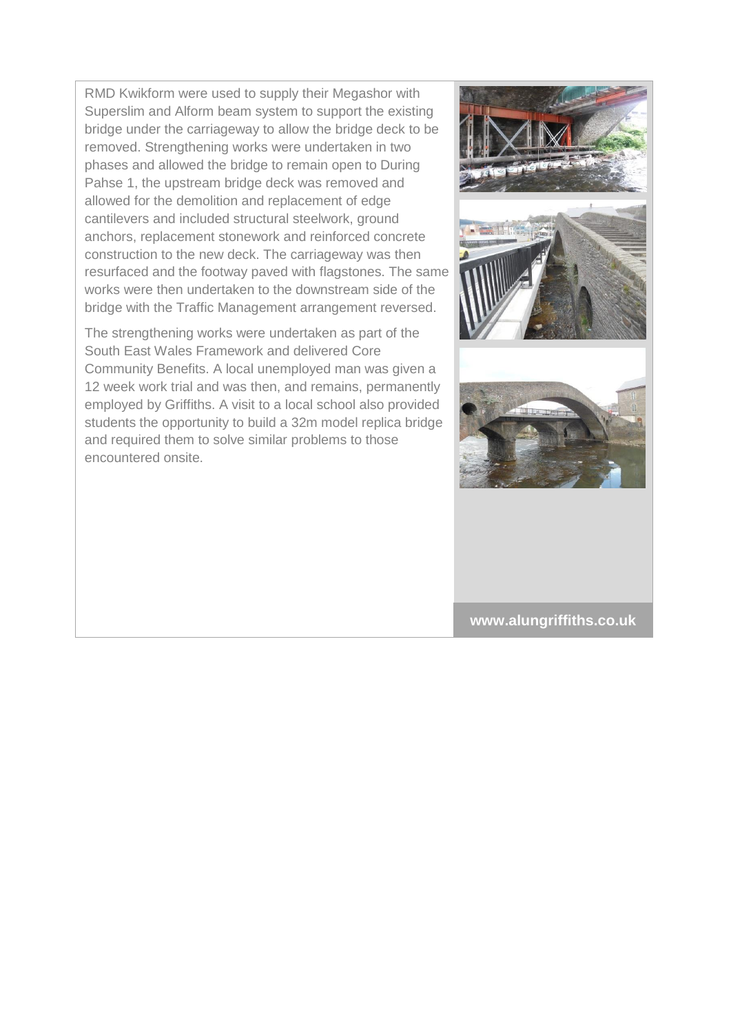RMD Kwikform were used to supply their Megashor with Superslim and Alform beam system to support the existing bridge under the carriageway to allow the bridge deck to be removed. Strengthening works were undertaken in two phases and allowed the bridge to remain open to During Pahse 1, the upstream bridge deck was removed and allowed for the demolition and replacement of edge cantilevers and included structural steelwork, ground anchors, replacement stonework and reinforced concrete construction to the new deck. The carriageway was then resurfaced and the footway paved with flagstones. The same works were then undertaken to the downstream side of the bridge with the Traffic Management arrangement reversed.

The strengthening works were undertaken as part of the South East Wales Framework and delivered Core Community Benefits. A local unemployed man was given a 12 week work trial and was then, and remains, permanently employed by Griffiths. A visit to a local school also provided students the opportunity to build a 32m model replica bridge and required them to solve similar problems to those encountered onsite.

**www.alungriffiths.co.uk**